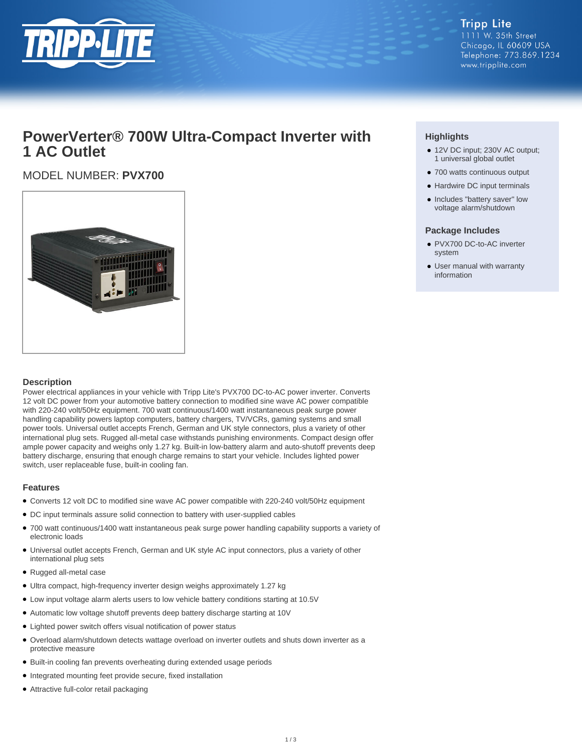Tripp Lite
1111 W. 35th Street
Chicago, IL 60609 USA
Telephone: 773.869.1234
www.tripplite.com

# PowerVerter® 700W Ultra-Compact Inverter with 1 AC Outlet

MODEL NUMBER: **PVX700**

## Highlights

- 12V DC input; 230V AC output; 1 universal global outlet
- 700 watts continuous output
- Hardwire DC input terminals
- Includes "battery saver" low voltage alarm/shutdown

## Package Includes

- PVX700 DC-to-AC inverter system
- User manual with warranty information

## Description

Power electrical appliances in your vehicle with Tripp Lite's PVX700 DC-to-AC power inverter. Converts 12 volt DC power from your automotive battery connection to modified sine wave AC power compatible with 220-240 volt/50Hz equipment. 700 watt continuous/1400 watt instantaneous peak surge power handling capability powers laptop computers, battery chargers, TV/VCRs, gaming systems and small power tools. Universal outlet accepts French, German and UK style connectors, plus a variety of other international plug sets. Rugged all-metal case withstands punishing environments. Compact design offer ample power capacity and weighs only 1.27 kg. Built-in low-battery alarm and auto-shutoff prevents deep battery discharge, ensuring that enough charge remains to start your vehicle. Includes lighted power switch, user replaceable fuse, built-in cooling fan.

## Features

- Converts 12 volt DC to modified sine wave AC power compatible with 220-240 volt/50Hz equipment
- DC input terminals assure solid connection to battery with user-supplied cables
- 700 watt continuous/1400 watt instantaneous peak surge power handling capability supports a variety of electronic loads
- Universal outlet accepts French, German and UK style AC input connectors, plus a variety of other international plug sets
- Rugged all-metal case
- Ultra compact, high-frequency inverter design weighs approximately 1.27 kg
- Low input voltage alarm alerts users to low vehicle battery conditions starting at 10.5V
- Automatic low voltage shutoff prevents deep battery discharge starting at 10V
- Lighted power switch offers visual notification of power status
- Overload alarm/shutdown detects wattage overload on inverter outlets and shuts down inverter as a protective measure
- Built-in cooling fan prevents overheating during extended usage periods
- Integrated mounting feet provide secure, fixed installation
- Attractive full-color retail packaging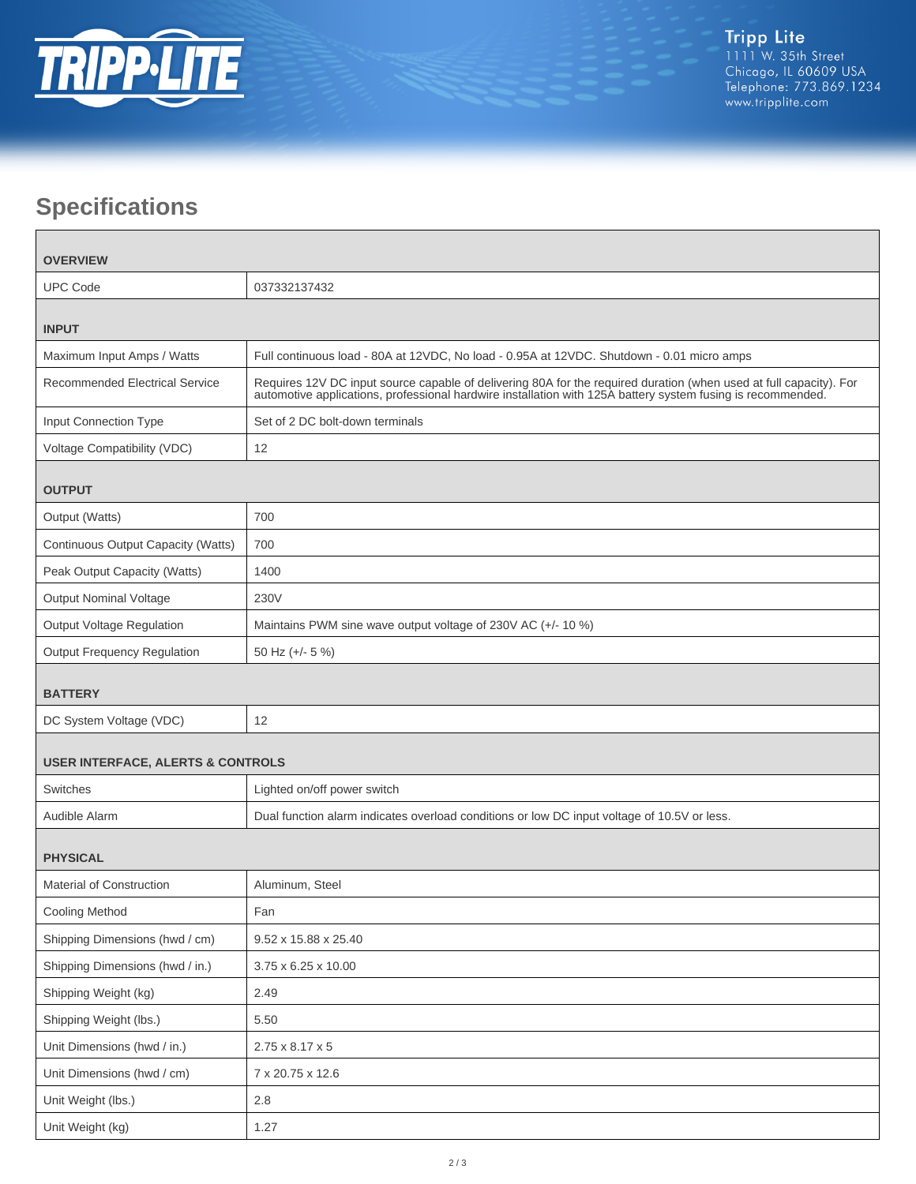## Specifications

| | |
|---|---|
| **OVERVIEW** | |
| UPC Code | 037332137432 |
| **INPUT** | |
| Maximum Input Amps / Watts | Full continuous load - 80A at 12VDC, No load - 0.95A at 12VDC. Shutdown - 0.01 micro amps |
| Recommended Electrical Service | Requires 12V DC input source capable of delivering 80A for the required duration (when used at full capacity). For automotive applications, professional hardwire installation with 125A battery system fusing is recommended. |
| Input Connection Type | Set of 2 DC bolt-down terminals |
| Voltage Compatibility (VDC) | 12 |
| **OUTPUT** | |
| Output (Watts) | 700 |
| Continuous Output Capacity (Watts) | 700 |
| Peak Output Capacity (Watts) | 1400 |
| Output Nominal Voltage | 230V |
| Output Voltage Regulation | Maintains PWM sine wave output voltage of 230V AC (+/- 10 %) |
| Output Frequency Regulation | 50 Hz (+/- 5 %) |
| **BATTERY** | |
| DC System Voltage (VDC) | 12 |
| **USER INTERFACE, ALERTS & CONTROLS** | |
| Switches | Lighted on/off power switch |
| Audible Alarm | Dual function alarm indicates overload conditions or low DC input voltage of 10.5V or less. |
| **PHYSICAL** | |
| Material of Construction | Aluminum, Steel |
| Cooling Method | Fan |
| Shipping Dimensions (hwd / cm) | 9.52 x 15.88 x 25.40 |
| Shipping Dimensions (hwd / in.) | 3.75 x 6.25 x 10.00 |
| Shipping Weight (kg) | 2.49 |
| Shipping Weight (lbs.) | 5.50 |
| Unit Dimensions (hwd / in.) | 2.75 x 8.17 x 5 |
| Unit Dimensions (hwd / cm) | 7 x 20.75 x 12.6 |
| Unit Weight (lbs.) | 2.8 |
| Unit Weight (kg) | 1.27 |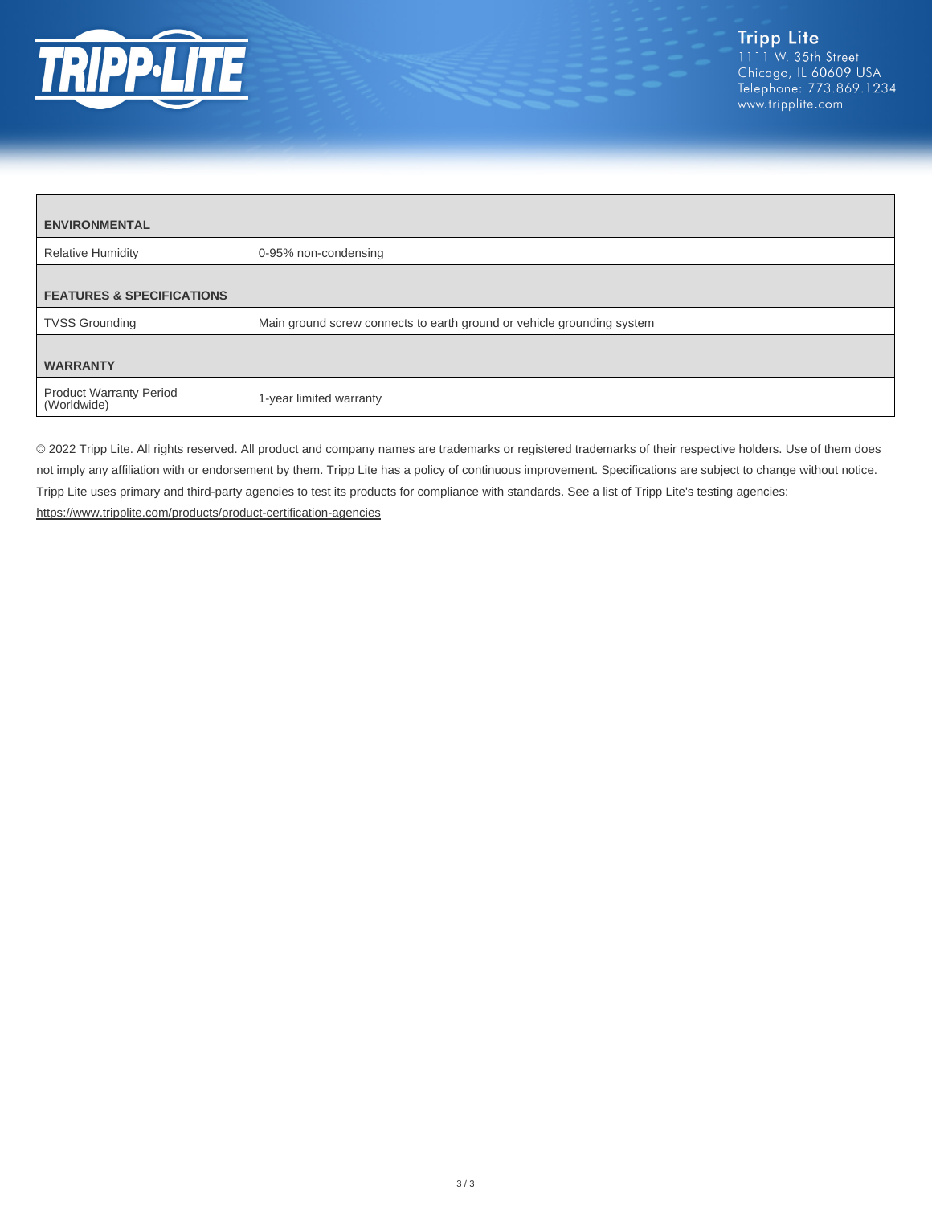| | |
|---|---|
| **ENVIRONMENTAL** | |
| Relative Humidity | 0-95% non-condensing |
| **FEATURES & SPECIFICATIONS** | |
| TVSS Grounding | Main ground screw connects to earth ground or vehicle grounding system |
| **WARRANTY** | |
| Product Warranty Period (Worldwide) | 1-year limited warranty |

© 2022 Tripp Lite. All rights reserved. All product and company names are trademarks or registered trademarks of their respective holders. Use of them does not imply any affiliation with or endorsement by them. Tripp Lite has a policy of continuous improvement. Specifications are subject to change without notice. Tripp Lite uses primary and third-party agencies to test its products for compliance with standards. See a list of Tripp Lite's testing agencies: https://www.tripplite.com/products/product-certification-agencies